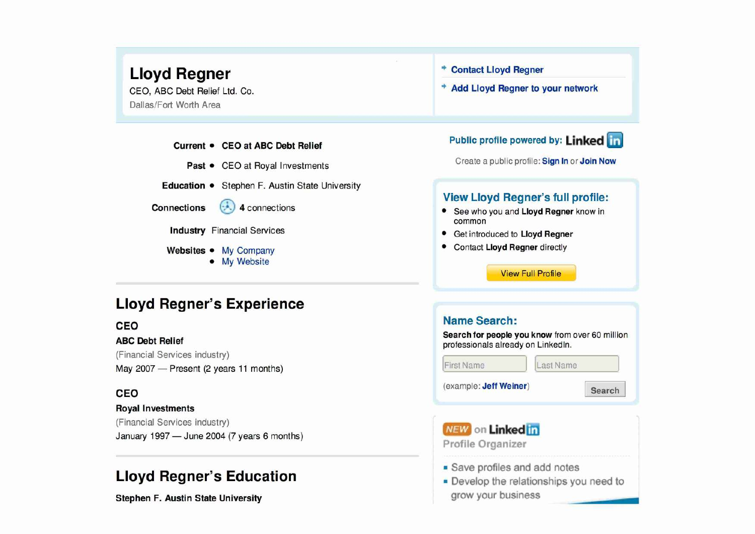# Lloyd Regner

CEO, ABC Debt Relief Ltd. Co.

Dallas/Fort Worth Area

- Contact Lloyd Regner
- Add Lloyd Regner to your network

**Current** • **CEO at ABC Debt Relief**

**Past** • CEO at Royal Investments

**Education** • Stephen F. Austin State University

**Connections** **4** connections

**Industry** Financial Services

**Websites** • My Company
• My Website

## Lloyd Regner's Experience

### CEO

**ABC Debt Relief**

(Financial Services industry)

May 2007 — Present (2 years 11 months)

### CEO

**Royal Investments**

(Financial Services industry)

January 1997 — June 2004 (7 years 6 months)

## Lloyd Regner's Education

**Stephen F. Austin State University**

**Public profile powered by: Linked in**

Create a public profile: **Sign In** or **Join Now**

### View Lloyd Regner's full profile:

- See who you and **Lloyd Regner** know in common
- Get introduced to **Lloyd Regner**
- Contact **Lloyd Regner** directly

View Full Profile

### Name Search:

**Search for people you know** from over 60 million professionals already on LinkedIn.

First Name | Last Name

(example: **Jeff Weiner**) Search

NEW on LinkedIn

Profile Organizer

- Save profiles and add notes
- Develop the relationships you need to grow your business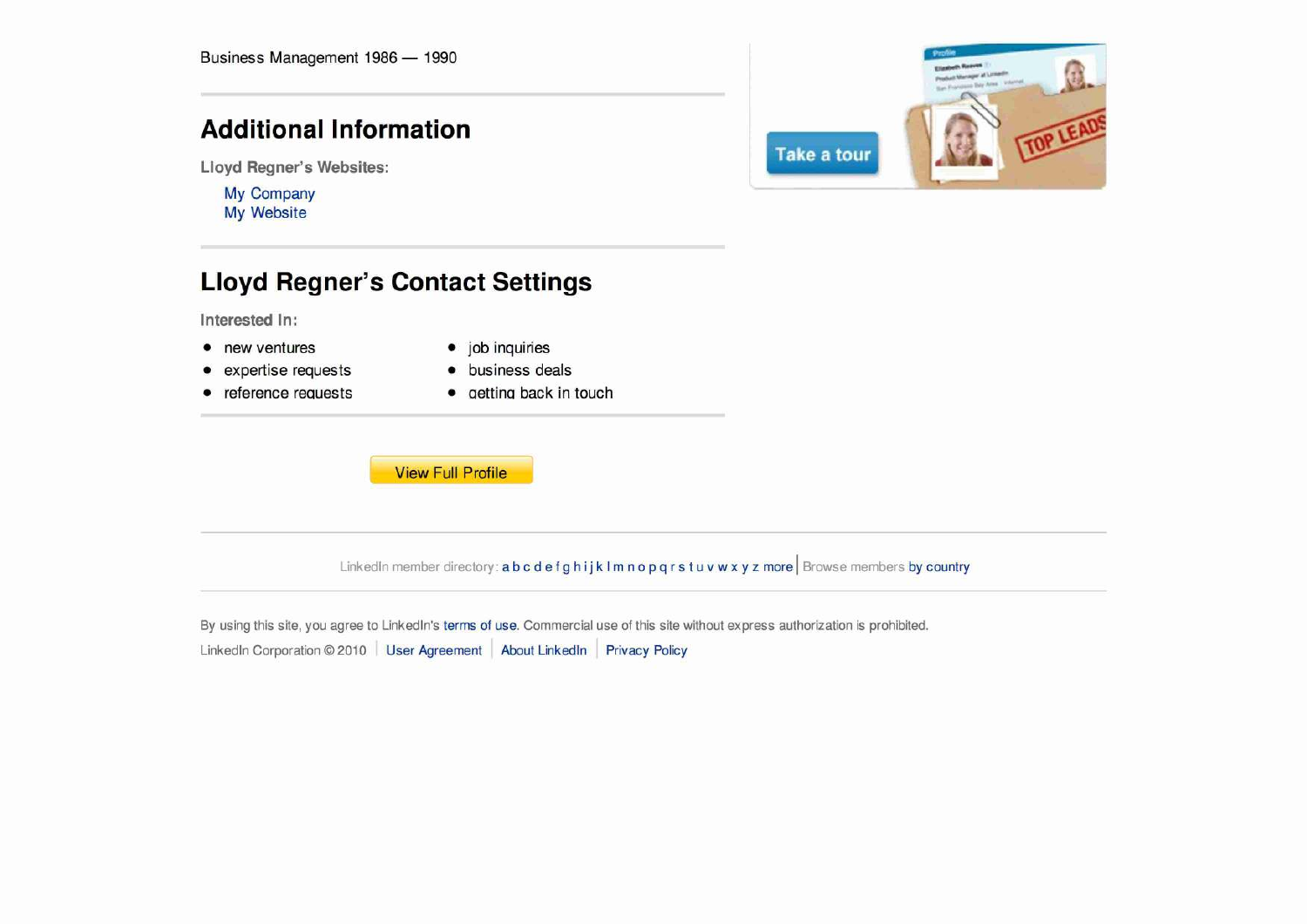Business Management 1986 — 1990

## Additional Information

**Lloyd Regner's Websites:**

- My Company
- My Website

## Lloyd Regner's Contact Settings

**Interested In:**

- new ventures
- expertise requests
- reference requests
- job inquiries
- business deals
- getting back in touch

Take a tour

View Full Profile

LinkedIn member directory: a b c d e f g h i j k l m n o p q r s t u v w x y z more | Browse members by country

By using this site, you agree to LinkedIn's terms of use. Commercial use of this site without express authorization is prohibited.

LinkedIn Corporation © 2010 | User Agreement | About LinkedIn | Privacy Policy